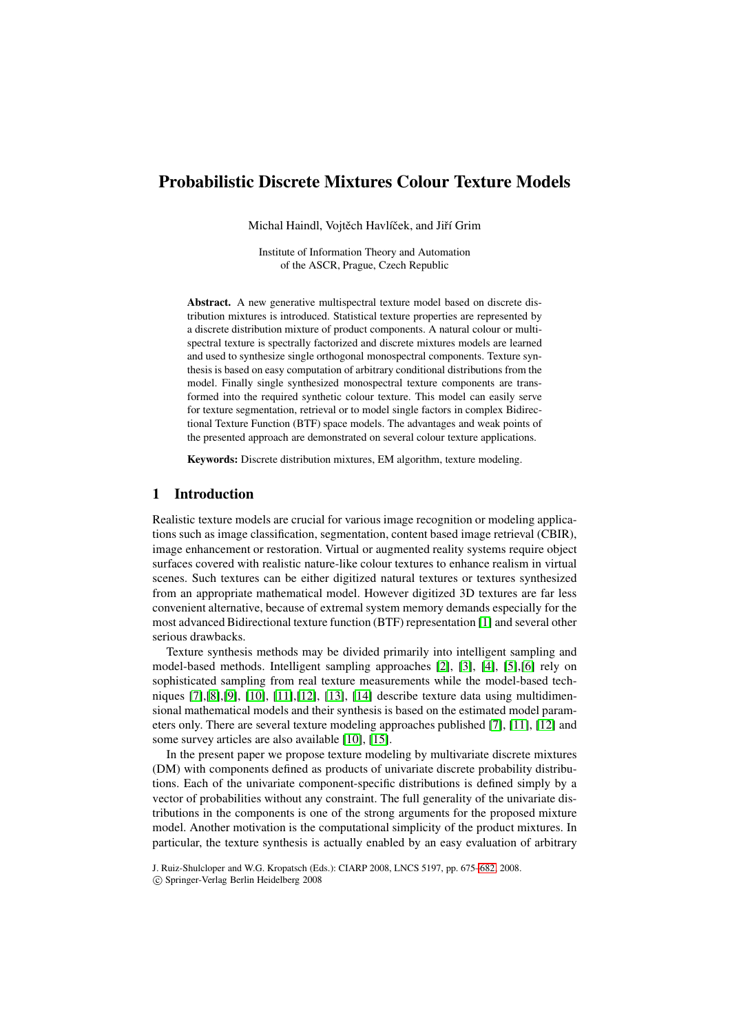# Probabilistic Discrete Mixtures Colour Texture Models

Michal Haindl, Vojtěch Havlíček, and Jiří Grim

Institute of Information Theory and Automation
of the ASCR, Prague, Czech Republic

**Abstract.** A new generative multispectral texture model based on discrete distribution mixtures is introduced. Statistical texture properties are represented by a discrete distribution mixture of product components. A natural colour or multispectral texture is spectrally factorized and discrete mixtures models are learned and used to synthesize single orthogonal monospectral components. Texture synthesis is based on easy computation of arbitrary conditional distributions from the model. Finally single synthesized monospectral texture components are transformed into the required synthetic colour texture. This model can easily serve for texture segmentation, retrieval or to model single factors in complex Bidirectional Texture Function (BTF) space models. The advantages and weak points of the presented approach are demonstrated on several colour texture applications.

**Keywords:** Discrete distribution mixtures, EM algorithm, texture modeling.

## 1 Introduction

Realistic texture models are crucial for various image recognition or modeling applications such as image classification, segmentation, content based image retrieval (CBIR), image enhancement or restoration. Virtual or augmented reality systems require object surfaces covered with realistic nature-like colour textures to enhance realism in virtual scenes. Such textures can be either digitized natural textures or textures synthesized from an appropriate mathematical model. However digitized 3D textures are far less convenient alternative, because of extremal system memory demands especially for the most advanced Bidirectional texture function (BTF) representation [1] and several other serious drawbacks.

Texture synthesis methods may be divided primarily into intelligent sampling and model-based methods. Intelligent sampling approaches [2], [3], [4], [5],[6] rely on sophisticated sampling from real texture measurements while the model-based techniques [7],[8],[9], [10], [11],[12], [13], [14] describe texture data using multidimensional mathematical models and their synthesis is based on the estimated model parameters only. There are several texture modeling approaches published [7], [11], [12] and some survey articles are also available [10], [15].

In the present paper we propose texture modeling by multivariate discrete mixtures (DM) with components defined as products of univariate discrete probability distributions. Each of the univariate component-specific distributions is defined simply by a vector of probabilities without any constraint. The full generality of the univariate distributions in the components is one of the strong arguments for the proposed mixture model. Another motivation is the computational simplicity of the product mixtures. In particular, the texture synthesis is actually enabled by an easy evaluation of arbitrary

J. Ruiz-Shulcloper and W.G. Kropatsch (Eds.): CIARP 2008, LNCS 5197, pp. 675–682, 2008.
© Springer-Verlag Berlin Heidelberg 2008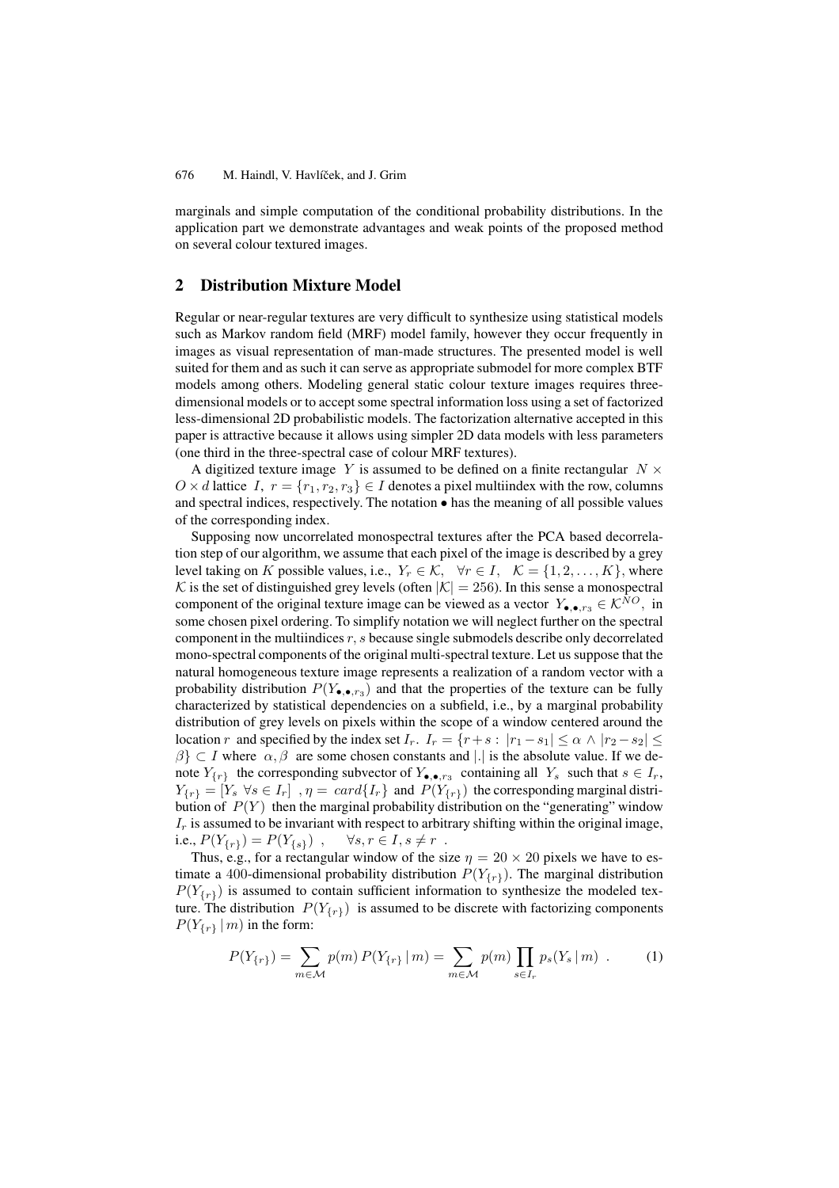marginals and simple computation of the conditional probability distributions. In the application part we demonstrate advantages and weak points of the proposed method on several colour textured images.

## 2 Distribution Mixture Model

Regular or near-regular textures are very difficult to synthesize using statistical models such as Markov random field (MRF) model family, however they occur frequently in images as visual representation of man-made structures. The presented model is well suited for them and as such it can serve as appropriate submodel for more complex BTF models among others. Modeling general static colour texture images requires three-dimensional models or to accept some spectral information loss using a set of factorized less-dimensional 2D probabilistic models. The factorization alternative accepted in this paper is attractive because it allows using simpler 2D data models with less parameters (one third in the three-spectral case of colour MRF textures).

A digitized texture image $Y$ is assumed to be defined on a finite rectangular $N \times O \times d$ lattice $I$, $r = \{r_1, r_2, r_3\} \in I$ denotes a pixel multiindex with the row, columns and spectral indices, respectively. The notation $\bullet$ has the meaning of all possible values of the corresponding index.

Supposing now uncorrelated monospectral textures after the PCA based decorrelation step of our algorithm, we assume that each pixel of the image is described by a grey level taking on $K$ possible values, i.e., $Y_r \in \mathcal{K}, \quad \forall r \in I, \quad \mathcal{K} = \{1, 2, \ldots, K\}$, where $\mathcal{K}$ is the set of distinguished grey levels (often $|\mathcal{K}| = 256$). In this sense a monospectral component of the original texture image can be viewed as a vector $Y_{\bullet,\bullet,r_3} \in \mathcal{K}^{NO}$, in some chosen pixel ordering. To simplify notation we will neglect further on the spectral component in the multiindices $r, s$ because single submodels describe only decorrelated mono-spectral components of the original multi-spectral texture. Let us suppose that the natural homogeneous texture image represents a realization of a random vector with a probability distribution $P(Y_{\bullet,\bullet,r_3})$ and that the properties of the texture can be fully characterized by statistical dependencies on a subfield, i.e., by a marginal probability distribution of grey levels on pixels within the scope of a window centered around the location $r$ and specified by the index set $I_r$. $I_r = \{r + s : |r_1 - s_1| \leq \alpha \wedge |r_2 - s_2| \leq \beta\} \subset I$ where $\alpha, \beta$ are some chosen constants and $|.|$ is the absolute value. If we denote $Y_{\{r\}}$ the corresponding subvector of $Y_{\bullet,\bullet,r_3}$ containing all $Y_s$ such that $s \in I_r$, $Y_{\{r\}} = [Y_s \ \forall s \in I_r]$ , $\eta = card\{I_r\}$ and $P(Y_{\{r\}})$ the corresponding marginal distribution of $P(Y)$ then the marginal probability distribution on the "generating" window $I_r$ is assumed to be invariant with respect to arbitrary shifting within the original image, i.e., $P(Y_{\{r\}}) = P(Y_{\{s\}})$ , $\quad \forall s, r \in I, s \neq r$ .

Thus, e.g., for a rectangular window of the size $\eta = 20 \times 20$ pixels we have to estimate a 400-dimensional probability distribution $P(Y_{\{r\}})$. The marginal distribution $P(Y_{\{r\}})$ is assumed to contain sufficient information to synthesize the modeled texture. The distribution $P(Y_{\{r\}})$ is assumed to be discrete with factorizing components $P(Y_{\{r\}} \mid m)$ in the form:

$$P(Y_{\{r\}}) = \sum_{m \in \mathcal{M}} p(m) \, P(Y_{\{r\}} \mid m) = \sum_{m \in \mathcal{M}} p(m) \prod_{s \in I_r} p_s(Y_s \mid m) \ . \tag{1}$$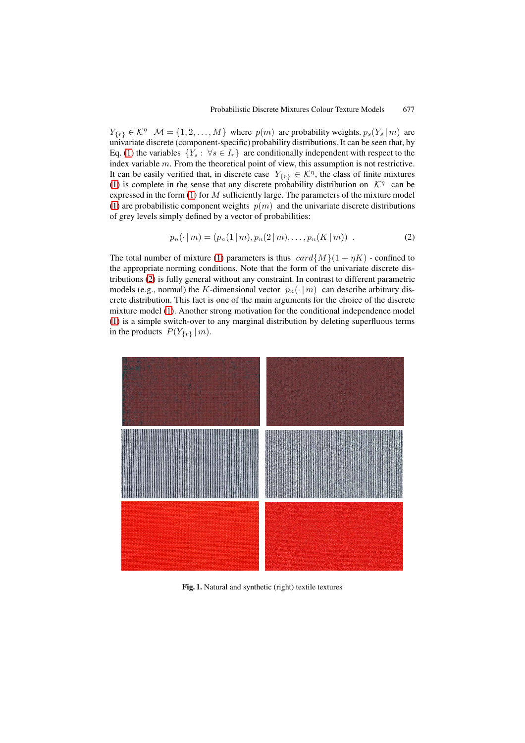$Y_{\{r\}} \in \mathcal{K}^\eta$ $\mathcal{M} = \{1, 2, \ldots, M\}$ where $p(m)$ are probability weights. $p_s(Y_s \,|\, m)$ are univariate discrete (component-specific) probability distributions. It can be seen that, by Eq. (1) the variables $\{Y_s : \forall s \in I_r\}$ are conditionally independent with respect to the index variable $m$. From the theoretical point of view, this assumption is not restrictive. It can be easily verified that, in discrete case $Y_{\{r\}} \in \mathcal{K}^\eta$, the class of finite mixtures (1) is complete in the sense that any discrete probability distribution on $\mathcal{K}^\eta$ can be expressed in the form (1) for $M$ sufficiently large. The parameters of the mixture model (1) are probabilistic component weights $p(m)$ and the univariate discrete distributions of grey levels simply defined by a vector of probabilities:

$$p_n(\cdot \,|\, m) = (p_n(1 \,|\, m), p_n(2 \,|\, m), \ldots, p_n(K \,|\, m)) \ . \tag{2}$$

The total number of mixture (1) parameters is thus $card\{M\}(1 + \eta K)$ - confined to the appropriate norming conditions. Note that the form of the univariate discrete distributions (2) is fully general without any constraint. In contrast to different parametric models (e.g., normal) the $K$-dimensional vector $p_n(\cdot \,|\, m)$ can describe arbitrary discrete distribution. This fact is one of the main arguments for the choice of the discrete mixture model (1). Another strong motivation for the conditional independence model (1) is a simple switch-over to any marginal distribution by deleting superfluous terms in the products $P(Y_{\{r\}} \,|\, m)$.

**Fig. 1.** Natural and synthetic (right) textile textures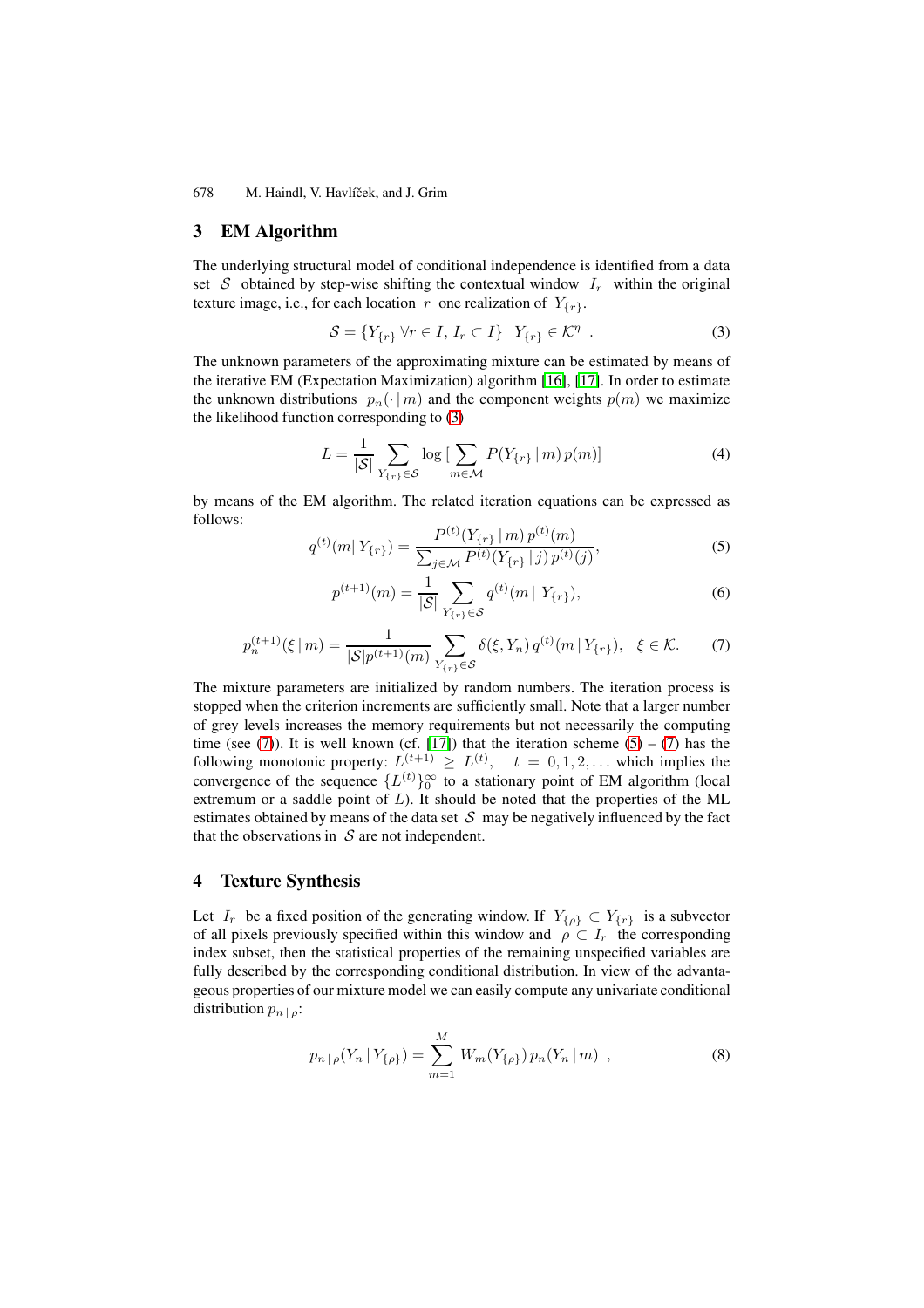## 3 EM Algorithm

The underlying structural model of conditional independence is identified from a data set $\mathcal{S}$ obtained by step-wise shifting the contextual window $I_r$ within the original texture image, i.e., for each location $r$ one realization of $Y_{\{r\}}$.

$$\mathcal{S} = \{Y_{\{r\}} \; \forall r \in I, \, I_r \subset I\} \quad Y_{\{r\}} \in \mathcal{K}^{\eta} \ . \tag{3}$$

The unknown parameters of the approximating mixture can be estimated by means of the iterative EM (Expectation Maximization) algorithm [16], [17]. In order to estimate the unknown distributions $p_n(\cdot \,|\, m)$ and the component weights $p(m)$ we maximize the likelihood function corresponding to (3)

$$L = \frac{1}{|\mathcal{S}|} \sum_{Y_{\{r\}} \in \mathcal{S}} \log \big[ \sum_{m \in \mathcal{M}} P(Y_{\{r\}} \,|\, m) \, p(m) \big] \tag{4}$$

by means of the EM algorithm. The related iteration equations can be expressed as follows:

$$q^{(t)}(m | \, Y_{\{r\}}) = \frac{P^{(t)}(Y_{\{r\}} \,|\, m) \, p^{(t)}(m)}{\sum_{j \in \mathcal{M}} P^{(t)}(Y_{\{r\}} \,|\, j) \, p^{(t)}(j)}, \tag{5}$$

$$p^{(t+1)}(m) = \frac{1}{|\mathcal{S}|} \sum_{Y_{\{r\}} \in \mathcal{S}} q^{(t)}(m | \; Y_{\{r\}}), \tag{6}$$

$$p_n^{(t+1)}(\xi \,|\, m) = \frac{1}{|\mathcal{S}| p^{(t+1)}(m)} \sum_{Y_{\{r\}} \in \mathcal{S}} \delta(\xi, Y_n) \, q^{(t)}(m \,|\, Y_{\{r\}}), \quad \xi \in \mathcal{K}. \tag{7}$$

The mixture parameters are initialized by random numbers. The iteration process is stopped when the criterion increments are sufficiently small. Note that a larger number of grey levels increases the memory requirements but not necessarily the computing time (see (7)). It is well known (cf. [17]) that the iteration scheme (5) – (7) has the following monotonic property: $L^{(t+1)} \geq L^{(t)}, \quad t = 0, 1, 2, \ldots$ which implies the convergence of the sequence $\{L^{(t)}\}_0^\infty$ to a stationary point of EM algorithm (local extremum or a saddle point of $L$). It should be noted that the properties of the ML estimates obtained by means of the data set $\mathcal{S}$ may be negatively influenced by the fact that the observations in $\mathcal{S}$ are not independent.

## 4 Texture Synthesis

Let $I_r$ be a fixed position of the generating window. If $Y_{\{\rho\}} \subset Y_{\{r\}}$ is a subvector of all pixels previously specified within this window and $\rho \subset I_r$ the corresponding index subset, then the statistical properties of the remaining unspecified variables are fully described by the corresponding conditional distribution. In view of the advantageous properties of our mixture model we can easily compute any univariate conditional distribution $p_{n \,|\, \rho}$:

$$p_{n \,|\, \rho}(Y_n \,|\, Y_{\{\rho\}}) = \sum_{m=1}^{M} W_m(Y_{\{\rho\}}) \, p_n(Y_n \,|\, m) \ , \tag{8}$$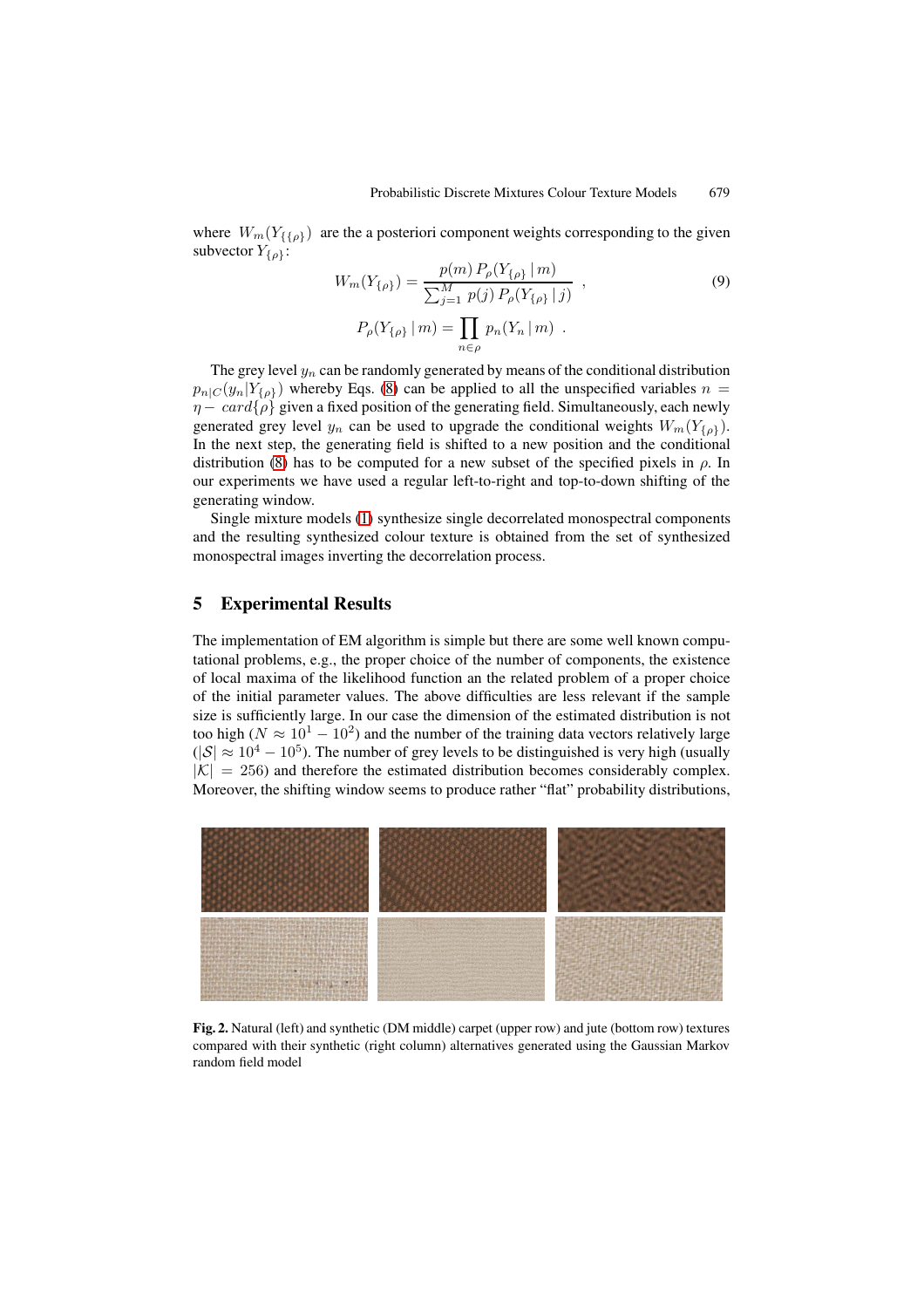where $W_m(Y_{\{\{\rho\}})$ are the a posteriori component weights corresponding to the given subvector $Y_{\{\rho\}}$:

$$W_m(Y_{\{\rho\}}) = \frac{p(m)\, P_\rho(Y_{\{\rho\}} \,|\, m)}{\sum_{j=1}^{M} p(j)\, P_\rho(Y_{\{\rho\}} \,|\, j)} \ , \tag{9}$$

$$P_\rho(Y_{\{\rho\}} \,|\, m) = \prod_{n \in \rho} p_n(Y_n \,|\, m) \ .$$

The grey level $y_n$ can be randomly generated by means of the conditional distribution $p_{n|C}(y_n|Y_{\{\rho\}})$ whereby Eqs. (8) can be applied to all the unspecified variables $n = \eta - \ card\{\rho\}$ given a fixed position of the generating field. Simultaneously, each newly generated grey level $y_n$ can be used to upgrade the conditional weights $W_m(Y_{\{\rho\}})$. In the next step, the generating field is shifted to a new position and the conditional distribution (8) has to be computed for a new subset of the specified pixels in $\rho$. In our experiments we have used a regular left-to-right and top-to-down shifting of the generating window.

Single mixture models (1) synthesize single decorrelated monospectral components and the resulting synthesized colour texture is obtained from the set of synthesized monospectral images inverting the decorrelation process.

## 5 Experimental Results

The implementation of EM algorithm is simple but there are some well known computational problems, e.g., the proper choice of the number of components, the existence of local maxima of the likelihood function an the related problem of a proper choice of the initial parameter values. The above difficulties are less relevant if the sample size is sufficiently large. In our case the dimension of the estimated distribution is not too high ($N \approx 10^1 - 10^2$) and the number of the training data vectors relatively large ($|\mathcal{S}| \approx 10^4 - 10^5$). The number of grey levels to be distinguished is very high (usually $|\mathcal{K}| = 256$) and therefore the estimated distribution becomes considerably complex. Moreover, the shifting window seems to produce rather "flat" probability distributions,

**Fig. 2.** Natural (left) and synthetic (DM middle) carpet (upper row) and jute (bottom row) textures compared with their synthetic (right column) alternatives generated using the Gaussian Markov random field model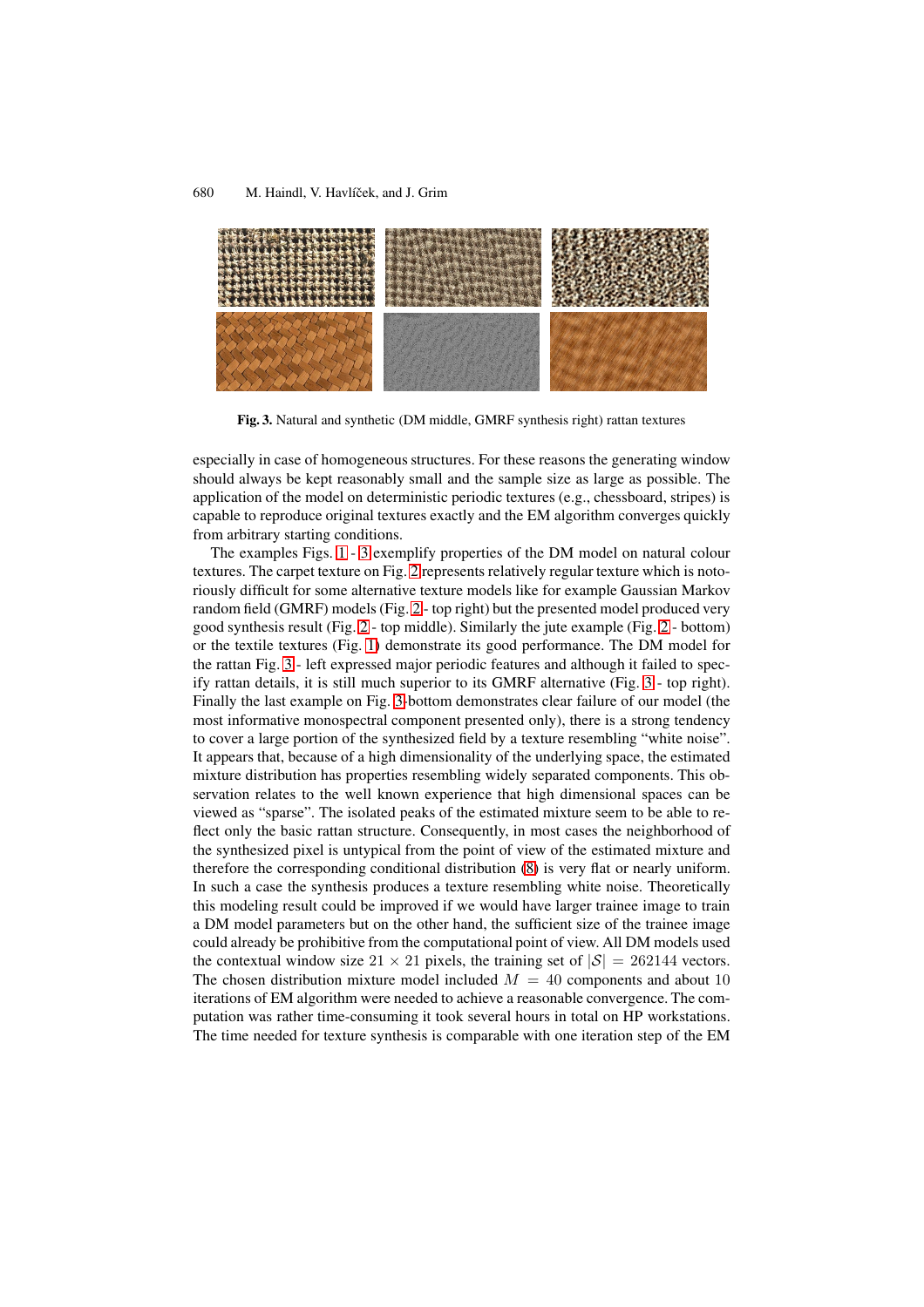**Fig. 3.** Natural and synthetic (DM middle, GMRF synthesis right) rattan textures

especially in case of homogeneous structures. For these reasons the generating window should always be kept reasonably small and the sample size as large as possible. The application of the model on deterministic periodic textures (e.g., chessboard, stripes) is capable to reproduce original textures exactly and the EM algorithm converges quickly from arbitrary starting conditions.

The examples Figs. 1 - 3 exemplify properties of the DM model on natural colour textures. The carpet texture on Fig. 2 represents relatively regular texture which is notoriously difficult for some alternative texture models like for example Gaussian Markov random field (GMRF) models (Fig. 2 - top right) but the presented model produced very good synthesis result (Fig. 2 - top middle). Similarly the jute example (Fig. 2 - bottom) or the textile textures (Fig. 1) demonstrate its good performance. The DM model for the rattan Fig. 3 - left expressed major periodic features and although it failed to specify rattan details, it is still much superior to its GMRF alternative (Fig. 3 - top right). Finally the last example on Fig. 3-bottom demonstrates clear failure of our model (the most informative monospectral component presented only), there is a strong tendency to cover a large portion of the synthesized field by a texture resembling "white noise". It appears that, because of a high dimensionality of the underlying space, the estimated mixture distribution has properties resembling widely separated components. This observation relates to the well known experience that high dimensional spaces can be viewed as "sparse". The isolated peaks of the estimated mixture seem to be able to reflect only the basic rattan structure. Consequently, in most cases the neighborhood of the synthesized pixel is untypical from the point of view of the estimated mixture and therefore the corresponding conditional distribution (8) is very flat or nearly uniform. In such a case the synthesis produces a texture resembling white noise. Theoretically this modeling result could be improved if we would have larger trainee image to train a DM model parameters but on the other hand, the sufficient size of the trainee image could already be prohibitive from the computational point of view. All DM models used the contextual window size $21 \times 21$ pixels, the training set of $|\mathcal{S}| = 262144$ vectors. The chosen distribution mixture model included $M = 40$ components and about 10 iterations of EM algorithm were needed to achieve a reasonable convergence. The computation was rather time-consuming it took several hours in total on HP workstations. The time needed for texture synthesis is comparable with one iteration step of the EM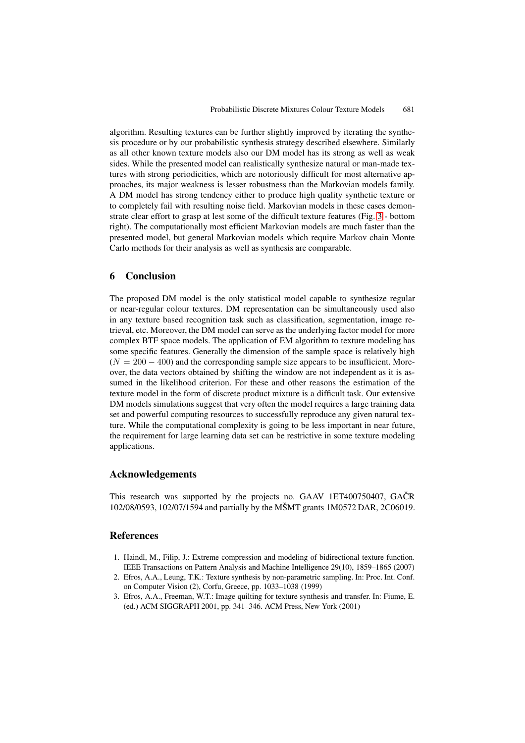algorithm. Resulting textures can be further slightly improved by iterating the synthesis procedure or by our probabilistic synthesis strategy described elsewhere. Similarly as all other known texture models also our DM model has its strong as well as weak sides. While the presented model can realistically synthesize natural or man-made textures with strong periodicities, which are notoriously difficult for most alternative approaches, its major weakness is lesser robustness than the Markovian models family. A DM model has strong tendency either to produce high quality synthetic texture or to completely fail with resulting noise field. Markovian models in these cases demonstrate clear effort to grasp at lest some of the difficult texture features (Fig. 3 - bottom right). The computationally most efficient Markovian models are much faster than the presented model, but general Markovian models which require Markov chain Monte Carlo methods for their analysis as well as synthesis are comparable.

## 6 Conclusion

The proposed DM model is the only statistical model capable to synthesize regular or near-regular colour textures. DM representation can be simultaneously used also in any texture based recognition task such as classification, segmentation, image retrieval, etc. Moreover, the DM model can serve as the underlying factor model for more complex BTF space models. The application of EM algorithm to texture modeling has some specific features. Generally the dimension of the sample space is relatively high ($N = 200 - 400$) and the corresponding sample size appears to be insufficient. Moreover, the data vectors obtained by shifting the window are not independent as it is assumed in the likelihood criterion. For these and other reasons the estimation of the texture model in the form of discrete product mixture is a difficult task. Our extensive DM models simulations suggest that very often the model requires a large training data set and powerful computing resources to successfully reproduce any given natural texture. While the computational complexity is going to be less important in near future, the requirement for large learning data set can be restrictive in some texture modeling applications.

## Acknowledgements

This research was supported by the projects no. GAAV 1ET400750407, GAČR 102/08/0593, 102/07/1594 and partially by the MŠMT grants 1M0572 DAR, 2C06019.

## References

1. Haindl, M., Filip, J.: Extreme compression and modeling of bidirectional texture function. IEEE Transactions on Pattern Analysis and Machine Intelligence 29(10), 1859–1865 (2007)
2. Efros, A.A., Leung, T.K.: Texture synthesis by non-parametric sampling. In: Proc. Int. Conf. on Computer Vision (2), Corfu, Greece, pp. 1033–1038 (1999)
3. Efros, A.A., Freeman, W.T.: Image quilting for texture synthesis and transfer. In: Fiume, E. (ed.) ACM SIGGRAPH 2001, pp. 341–346. ACM Press, New York (2001)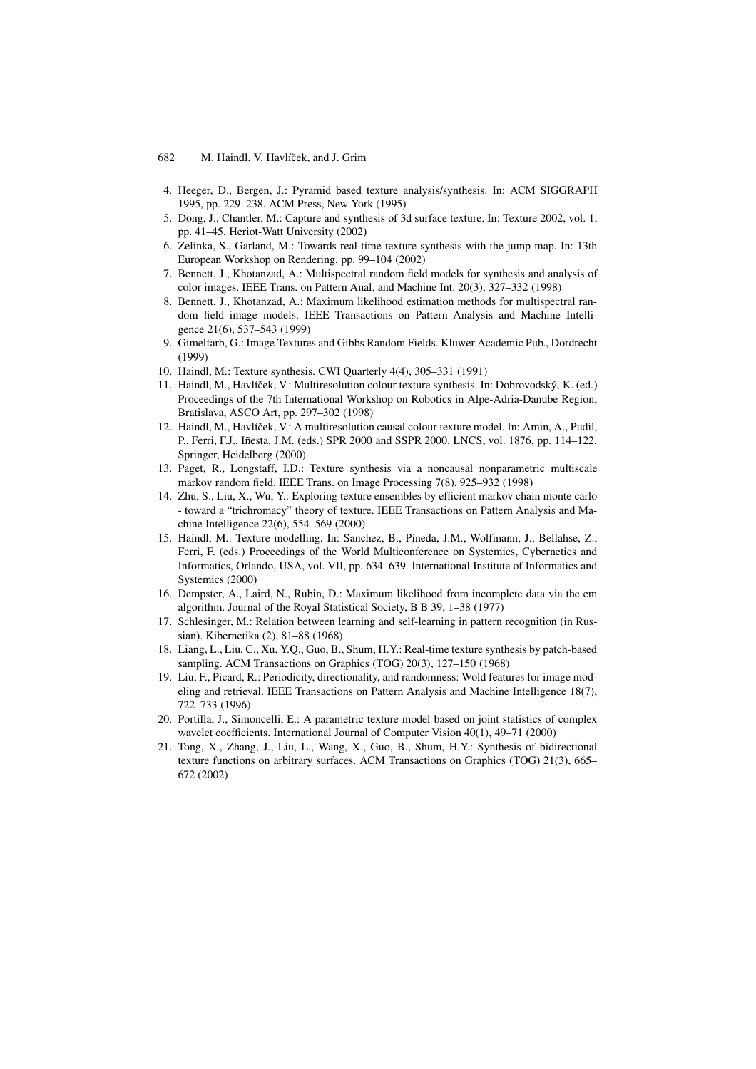4. Heeger, D., Bergen, J.: Pyramid based texture analysis/synthesis. In: ACM SIGGRAPH 1995, pp. 229–238. ACM Press, New York (1995)
5. Dong, J., Chantler, M.: Capture and synthesis of 3d surface texture. In: Texture 2002, vol. 1, pp. 41–45. Heriot-Watt University (2002)
6. Zelinka, S., Garland, M.: Towards real-time texture synthesis with the jump map. In: 13th European Workshop on Rendering, pp. 99–104 (2002)
7. Bennett, J., Khotanzad, A.: Multispectral random field models for synthesis and analysis of color images. IEEE Trans. on Pattern Anal. and Machine Int. 20(3), 327–332 (1998)
8. Bennett, J., Khotanzad, A.: Maximum likelihood estimation methods for multispectral random field image models. IEEE Transactions on Pattern Analysis and Machine Intelligence 21(6), 537–543 (1999)
9. Gimelfarb, G.: Image Textures and Gibbs Random Fields. Kluwer Academic Pub., Dordrecht (1999)
10. Haindl, M.: Texture synthesis. CWI Quarterly 4(4), 305–331 (1991)
11. Haindl, M., Havlíček, V.: Multiresolution colour texture synthesis. In: Dobrovodský, K. (ed.) Proceedings of the 7th International Workshop on Robotics in Alpe-Adria-Danube Region, Bratislava, ASCO Art, pp. 297–302 (1998)
12. Haindl, M., Havlíček, V.: A multiresolution causal colour texture model. In: Amin, A., Pudil, P., Ferri, F.J., Iñesta, J.M. (eds.) SPR 2000 and SSPR 2000. LNCS, vol. 1876, pp. 114–122. Springer, Heidelberg (2000)
13. Paget, R., Longstaff, I.D.: Texture synthesis via a noncausal nonparametric multiscale markov random field. IEEE Trans. on Image Processing 7(8), 925–932 (1998)
14. Zhu, S., Liu, X., Wu, Y.: Exploring texture ensembles by efficient markov chain monte carlo - toward a "trichromacy" theory of texture. IEEE Transactions on Pattern Analysis and Machine Intelligence 22(6), 554–569 (2000)
15. Haindl, M.: Texture modelling. In: Sanchez, B., Pineda, J.M., Wolfmann, J., Bellahse, Z., Ferri, F. (eds.) Proceedings of the World Multiconference on Systemics, Cybernetics and Informatics, Orlando, USA, vol. VII, pp. 634–639. International Institute of Informatics and Systemics (2000)
16. Dempster, A., Laird, N., Rubin, D.: Maximum likelihood from incomplete data via the em algorithm. Journal of the Royal Statistical Society, B B 39, 1–38 (1977)
17. Schlesinger, M.: Relation between learning and self-learning in pattern recognition (in Russian). Kibernetika (2), 81–88 (1968)
18. Liang, L., Liu, C., Xu, Y.Q., Guo, B., Shum, H.Y.: Real-time texture synthesis by patch-based sampling. ACM Transactions on Graphics (TOG) 20(3), 127–150 (1968)
19. Liu, F., Picard, R.: Periodicity, directionality, and randomness: Wold features for image modeling and retrieval. IEEE Transactions on Pattern Analysis and Machine Intelligence 18(7), 722–733 (1996)
20. Portilla, J., Simoncelli, E.: A parametric texture model based on joint statistics of complex wavelet coefficients. International Journal of Computer Vision 40(1), 49–71 (2000)
21. Tong, X., Zhang, J., Liu, L., Wang, X., Guo, B., Shum, H.Y.: Synthesis of bidirectional texture functions on arbitrary surfaces. ACM Transactions on Graphics (TOG) 21(3), 665–672 (2002)